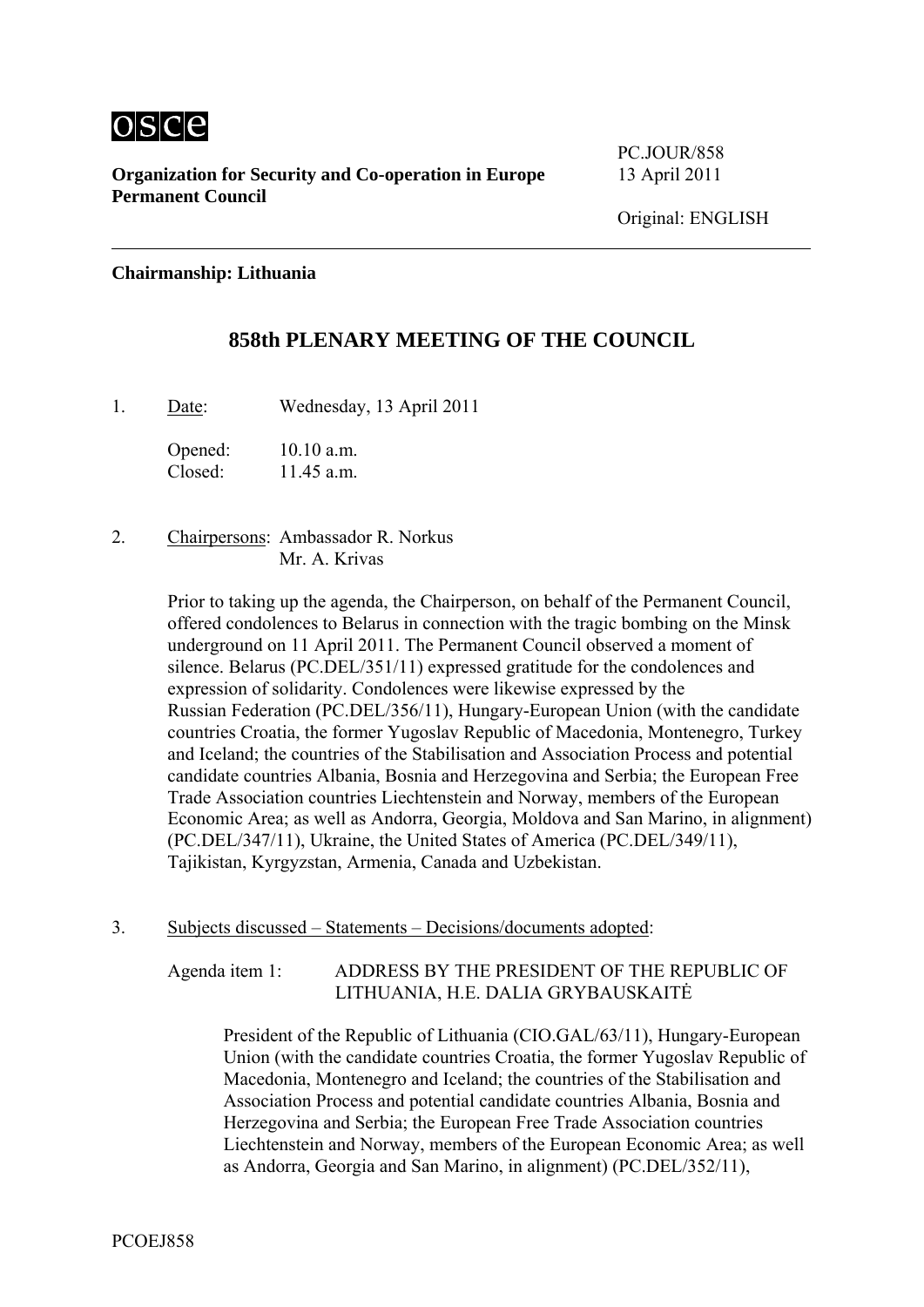**Organization for Security and Co-operation in Europe**
**Permanent Council**

PC.JOUR/858
13 April 2011

Original: ENGLISH

---

**Chairmanship: Lithuania**

## 858th PLENARY MEETING OF THE COUNCIL

1. Date: Wednesday, 13 April 2011

   Opened: 10.10 a.m.
   Closed: 11.45 a.m.

2. Chairpersons: Ambassador R. Norkus
   Mr. A. Krivas

   Prior to taking up the agenda, the Chairperson, on behalf of the Permanent Council, offered condolences to Belarus in connection with the tragic bombing on the Minsk underground on 11 April 2011. The Permanent Council observed a moment of silence. Belarus (PC.DEL/351/11) expressed gratitude for the condolences and expression of solidarity. Condolences were likewise expressed by the Russian Federation (PC.DEL/356/11), Hungary-European Union (with the candidate countries Croatia, the former Yugoslav Republic of Macedonia, Montenegro, Turkey and Iceland; the countries of the Stabilisation and Association Process and potential candidate countries Albania, Bosnia and Herzegovina and Serbia; the European Free Trade Association countries Liechtenstein and Norway, members of the European Economic Area; as well as Andorra, Georgia, Moldova and San Marino, in alignment) (PC.DEL/347/11), Ukraine, the United States of America (PC.DEL/349/11), Tajikistan, Kyrgyzstan, Armenia, Canada and Uzbekistan.

3. Subjects discussed – Statements – Decisions/documents adopted:

   Agenda item 1: ADDRESS BY THE PRESIDENT OF THE REPUBLIC OF LITHUANIA, H.E. DALIA GRYBAUSKAITĖ

   President of the Republic of Lithuania (CIO.GAL/63/11), Hungary-European Union (with the candidate countries Croatia, the former Yugoslav Republic of Macedonia, Montenegro and Iceland; the countries of the Stabilisation and Association Process and potential candidate countries Albania, Bosnia and Herzegovina and Serbia; the European Free Trade Association countries Liechtenstein and Norway, members of the European Economic Area; as well as Andorra, Georgia and San Marino, in alignment) (PC.DEL/352/11),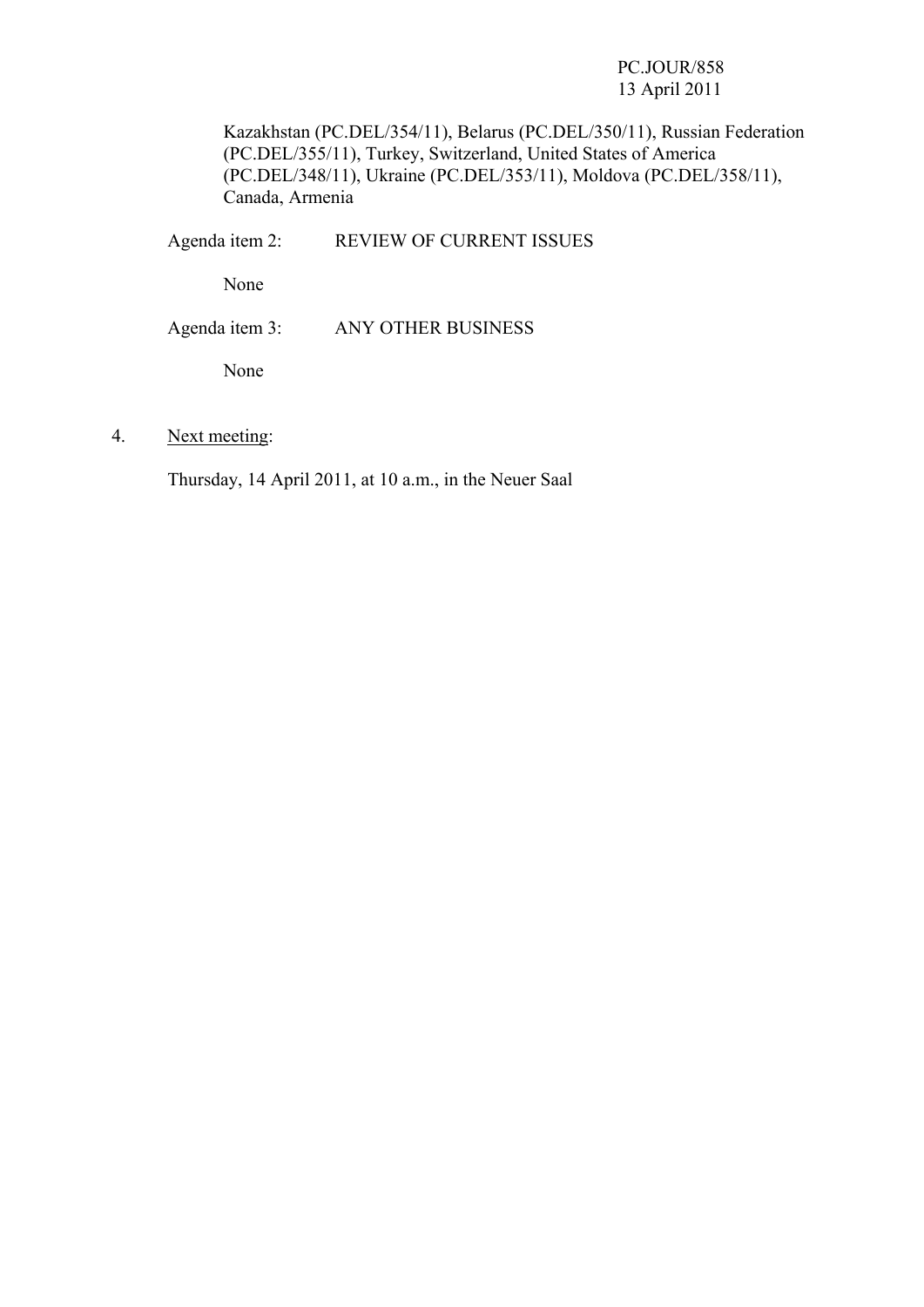Kazakhstan (PC.DEL/354/11), Belarus (PC.DEL/350/11), Russian Federation (PC.DEL/355/11), Turkey, Switzerland, United States of America (PC.DEL/348/11), Ukraine (PC.DEL/353/11), Moldova (PC.DEL/358/11), Canada, Armenia

Agenda item 2: REVIEW OF CURRENT ISSUES

None

Agenda item 3: ANY OTHER BUSINESS

None

4. Next meeting:

Thursday, 14 April 2011, at 10 a.m., in the Neuer Saal